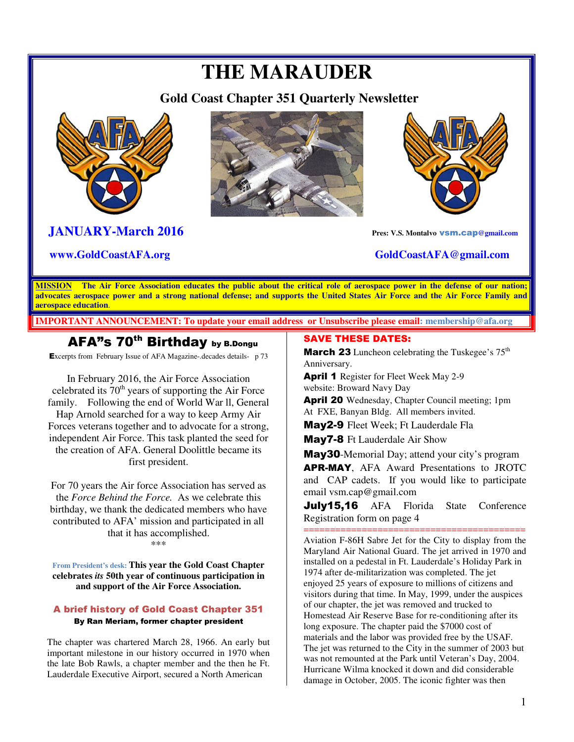# THE MARAUDER

## Gold Coast Chapter 351 Quarterly Newsletter

**JANUARY-March 2016**

Pres: V.S. Montalvo vsm.cap@gmail.com

www.GoldCoastAFA.org

GoldCoastAFA@gmail.com

**MISSION The Air Force Association educates the public about the critical role of aerospace power in the defense of our nation; advocates aerospace power and a strong national defense; and supports the United States Air Force and the Air Force Family and aerospace education.**

**IMPORTANT ANNOUNCEMENT: To update your email address or Unsubscribe please email: membership@afa.org**

## AFA"s 70th Birthday by B.Dongu

Excerpts from February Issue of AFA Magazine-.decades details- p 73

In February 2016, the Air Force Association celebrated its 70th years of supporting the Air Force family. Following the end of World War ll, General Hap Arnold searched for a way to keep Army Air Forces veterans together and to advocate for a strong, independent Air Force. This task planted the seed for the creation of AFA. General Doolittle became its first president.

For 70 years the Air force Association has served as the *Force Behind the Force.* As we celebrate this birthday, we thank the dedicated members who have contributed to AFA' mission and participated in all that it has accomplished.

\*\*\*

From President's desk: **This year the Gold Coast Chapter celebrates *its* 50th year of continuous participation in and support of the Air Force Association.**

### A brief history of Gold Coast Chapter 351

**By Ran Meriam, former chapter president**

The chapter was chartered March 28, 1966. An early but important milestone in our history occurred in 1970 when the late Bob Rawls, a chapter member and the then he Ft. Lauderdale Executive Airport, secured a North American Aviation F-86H Sabre Jet for the City to display from the Maryland Air National Guard. The jet arrived in 1970 and installed on a pedestal in Ft. Lauderdale's Holiday Park in 1974 after de-militarization was completed. The jet enjoyed 25 years of exposure to millions of citizens and visitors during that time. In May, 1999, under the auspices of our chapter, the jet was removed and trucked to Homestead Air Reserve Base for re-conditioning after its long exposure. The chapter paid the $7000 cost of materials and the labor was provided free by the USAF. The jet was returned to the City in the summer of 2003 but was not remounted at the Park until Veteran's Day, 2004. Hurricane Wilma knocked it down and did considerable damage in October, 2005. The iconic fighter was then

### SAVE THESE DATES:

**March 23** Luncheon celebrating the Tuskegee's 75th Anniversary.

**April 1** Register for Fleet Week May 2-9 website: Broward Navy Day

**April 20** Wednesday, Chapter Council meeting; 1pm At FXE, Banyan Bldg. All members invited.

**May2-9** Fleet Week; Ft Lauderdale Fla

**May7-8** Ft Lauderdale Air Show

**May30**-Memorial Day; attend your city's program

**APR-MAY**, AFA Award Presentations to JROTC and CAP cadets. If you would like to participate email vsm.cap@gmail.com

**July15,16** AFA Florida State Conference Registration form on page 4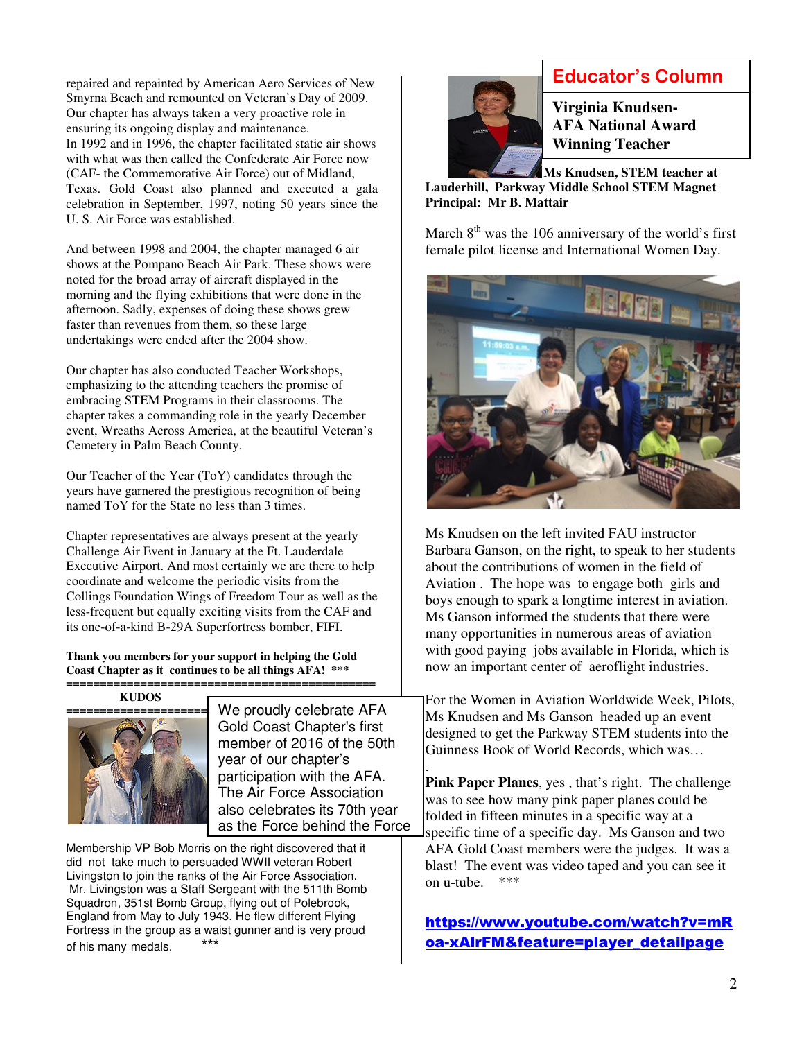repaired and repainted by American Aero Services of New Smyrna Beach and remounted on Veteran's Day of 2009. Our chapter has always taken a very proactive role in ensuring its ongoing display and maintenance.
In 1992 and in 1996, the chapter facilitated static air shows with what was then called the Confederate Air Force now (CAF- the Commemorative Air Force) out of Midland, Texas. Gold Coast also planned and executed a gala celebration in September, 1997, noting 50 years since the U. S. Air Force was established.

And between 1998 and 2004, the chapter managed 6 air shows at the Pompano Beach Air Park. These shows were noted for the broad array of aircraft displayed in the morning and the flying exhibitions that were done in the afternoon. Sadly, expenses of doing these shows grew faster than revenues from them, so these large undertakings were ended after the 2004 show.

Our chapter has also conducted Teacher Workshops, emphasizing to the attending teachers the promise of embracing STEM Programs in their classrooms. The chapter takes a commanding role in the yearly December event, Wreaths Across America, at the beautiful Veteran's Cemetery in Palm Beach County.

Our Teacher of the Year (ToY) candidates through the years have garnered the prestigious recognition of being named ToY for the State no less than 3 times.

Chapter representatives are always present at the yearly Challenge Air Event in January at the Ft. Lauderdale Executive Airport. And most certainly we are there to help coordinate and welcome the periodic visits from the Collings Foundation Wings of Freedom Tour as well as the less-frequent but equally exciting visits from the CAF and its one-of-a-kind B-29A Superfortress bomber, FIFI.

**Thank you members for your support in helping the Gold Coast Chapter as it continues to be all things AFA!** ***

## KUDOS

We proudly celebrate AFA Gold Coast Chapter's first member of 2016 of the 50th year of our chapter's participation with the AFA. The Air Force Association also celebrates its 70th year as the Force behind the Force

Membership VP Bob Morris on the right discovered that it did not take much to persuaded WWII veteran Robert Livingston to join the ranks of the Air Force Association. Mr. Livingston was a Staff Sergeant with the 511th Bomb Squadron, 351st Bomb Group, flying out of Polebrook, England from May to July 1943. He flew different Flying Fortress in the group as a waist gunner and is very proud of his many medals. ***

## Educator's Column

### Virginia Knudsen- AFA National Award Winning Teacher

**Ms Knudsen, STEM teacher at Lauderhill, Parkway Middle School STEM Magnet Principal: Mr B. Mattair**

March 8th was the 106 anniversary of the world's first female pilot license and International Women Day.

Ms Knudsen on the left invited FAU instructor Barbara Ganson, on the right, to speak to her students about the contributions of women in the field of Aviation . The hope was to engage both girls and boys enough to spark a longtime interest in aviation. Ms Ganson informed the students that there were many opportunities in numerous areas of aviation with good paying jobs available in Florida, which is now an important center of aeroflight industries.

For the Women in Aviation Worldwide Week, Pilots, Ms Knudsen and Ms Ganson headed up an event designed to get the Parkway STEM students into the Guinness Book of World Records, which was…

**Pink Paper Planes**, yes , that's right. The challenge was to see how many pink paper planes could be folded in fifteen minutes in a specific way at a specific time of a specific day. Ms Ganson and two AFA Gold Coast members were the judges. It was a blast! The event was video taped and you can see it on u-tube. ***

**https://www.youtube.com/watch?v=mRoa-xAlrFM&feature=player_detailpage**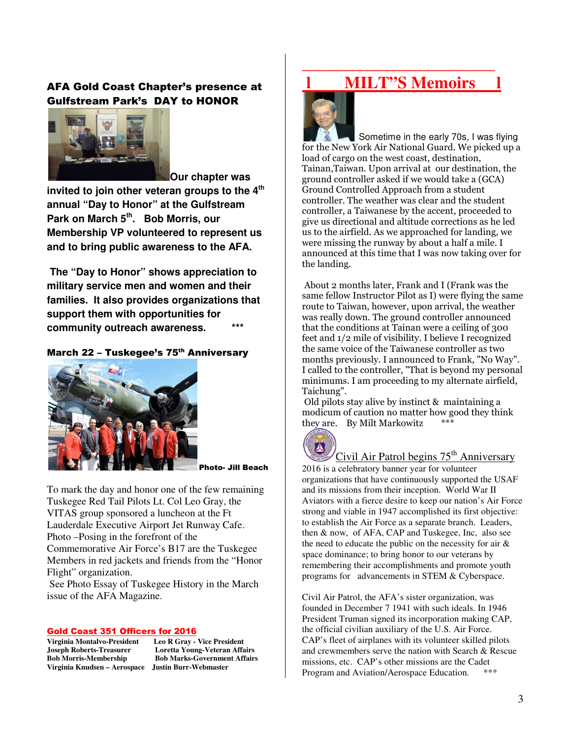## AFA Gold Coast Chapter's presence at Gulfstream Park's DAY to HONOR

**Our chapter was invited to join other veteran groups to the 4th annual "Day to Honor" at the Gulfstream Park on March 5th. Bob Morris, our Membership VP volunteered to represent us and to bring public awareness to the AFA.**

**The "Day to Honor" shows appreciation to military service men and women and their families. It also provides organizations that support them with opportunities for community outreach awareness.** ***

### March 22 – Tuskegee's 75th Anniversary

**Photo- Jill Beach**

To mark the day and honor one of the few remaining Tuskegee Red Tail Pilots Lt. Col Leo Gray, the VITAS group sponsored a luncheon at the Ft Lauderdale Executive Airport Jet Runway Cafe. Photo –Posing in the forefront of the Commemorative Air Force's B17 are the Tuskegee Members in red jackets and friends from the "Honor Flight" organization.

See Photo Essay of Tuskegee History in the March issue of the AFA Magazine.

### Gold Coast 351 Officers for 2016

| | |
|---|---|
| **Virginia Montalvo-President** | **Leo R Gray - Vice President** |
| **Joseph Roberts-Treasurer** | **Loretta Young-Veteran Affairs** |
| **Bob Morris-Membership** | **Bob Marks-Government Affairs** |
| **Virginia Knudsen – Aerospace** | **Justin Burr-Webmaster** |

## MILT''S Memoirs

Sometime in the early 70s, I was flying for the New York Air National Guard. We picked up a load of cargo on the west coast, destination, Tainan,Taiwan. Upon arrival at our destination, the ground controller asked if we would take a (GCA) Ground Controlled Approach from a student controller. The weather was clear and the student controller, a Taiwanese by the accent, proceeded to give us directional and altitude corrections as he led us to the airfield. As we approached for landing, we were missing the runway by about a half a mile. I announced at this time that I was now taking over for the landing.

About 2 months later, Frank and I (Frank was the same fellow Instructor Pilot as I) were flying the same route to Taiwan, however, upon arrival, the weather was really down. The ground controller announced that the conditions at Tainan were a ceiling of 300 feet and 1/2 mile of visibility. I believe I recognized the same voice of the Taiwanese controller as two months previously. I announced to Frank, "No Way". I called to the controller, "That is beyond my personal minimums. I am proceeding to my alternate airfield, Taichung".

Old pilots stay alive by instinct & maintaining a modicum of caution no matter how good they think they are. By Milt Markowitz ***

### Civil Air Patrol begins 75th Anniversary

2016 is a celebratory banner year for volunteer organizations that have continuously supported the USAF and its missions from their inception. World War II Aviators with a fierce desire to keep our nation's Air Force strong and viable in 1947 accomplished its first objective: to establish the Air Force as a separate branch. Leaders, then & now, of AFA, CAP and Tuskegee, Inc, also see the need to educate the public on the necessity for air & space dominance; to bring honor to our veterans by remembering their accomplishments and promote youth programs for advancements in STEM & Cyberspace.

Civil Air Patrol, the AFA's sister organization, was founded in December 7 1941 with such ideals. In 1946 President Truman signed its incorporation making CAP, the official civilian auxiliary of the U.S. Air Force. CAP's fleet of airplanes with its volunteer skilled pilots and crewmembers serve the nation with Search & Rescue missions, etc. CAP's other missions are the Cadet Program and Aviation/Aerospace Education. ***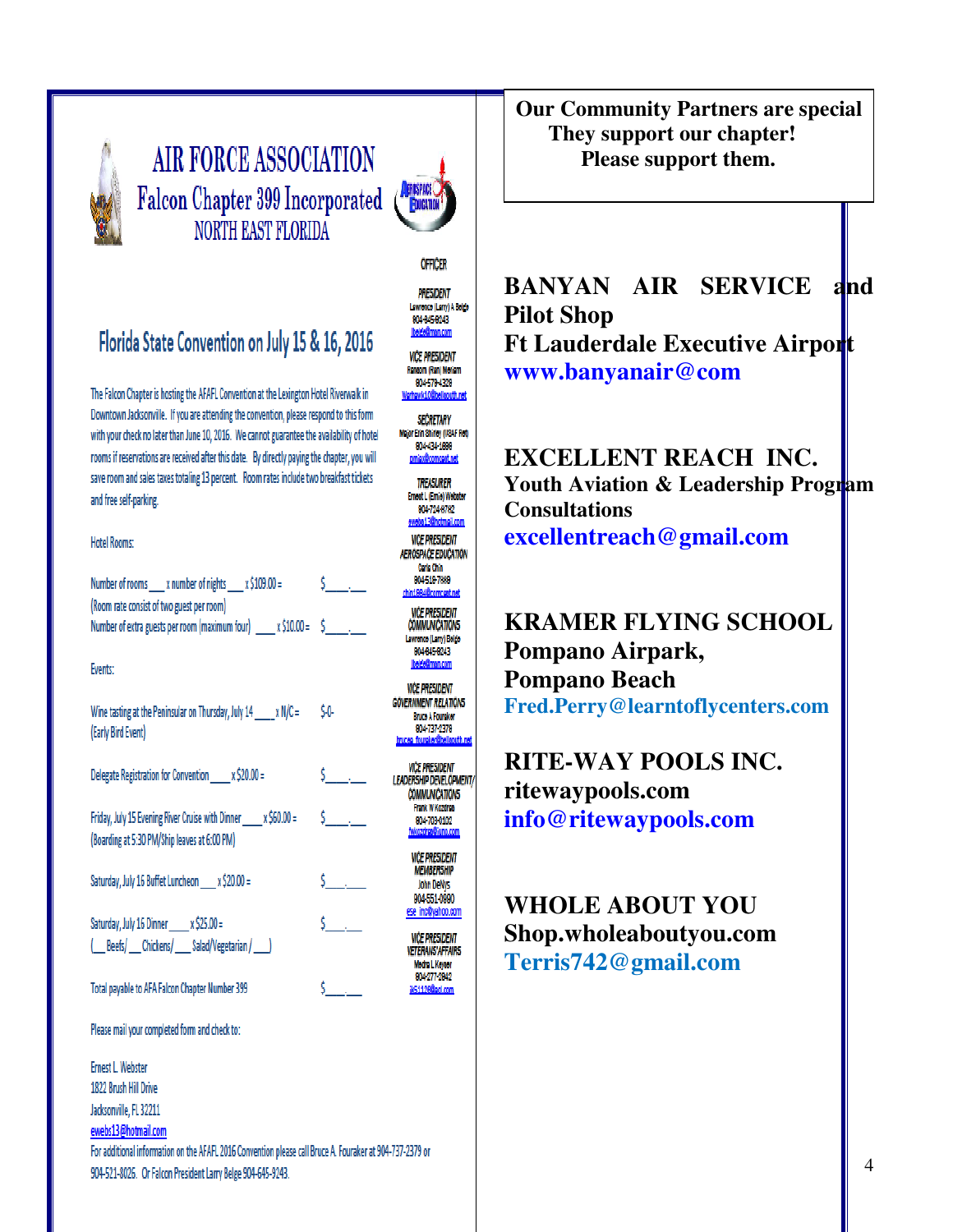# AIR FORCE ASSOCIATION
## Falcon Chapter 399 Incorporated
### NORTH EAST FLORIDA

## Florida State Convention on July 15 & 16, 2016

The Falcon Chapter is hosting the AFAFL Convention at the Lexington Hotel Riverwalk in Downtown Jacksonville. If you are attending the convention, please respond to this form with your check no later than June 10, 2016. We cannot guarantee the availability of hotel rooms if reservations are received after this date. By directly paying the chapter, you will save room and sales taxes totaling 13 percent. Room rates include two breakfast tickets and free self-parking.

Hotel Rooms:

Number of rooms ___ x number of nights ___ x $109.00 = $____.___
(Room rate consist of two guest per room)
Number of extra guests per room (maximum four) ___ x $10.00 = $____.___

Events:

Wine tasting at the Peninsular on Thursday, July 14 ___ x N/C = $-0-
(Early Bird Event)

Delegate Registration for Convention ___ x $20.00 = $____.___

Friday, July 15 Evening River Cruise with Dinner ___ x $60.00 = $____.___
(Boarding at 5:30 PM/Ship leaves at 6:00 PM)

Saturday, July 16 Buffet Luncheon ___ x $20.00 = $____.___

Saturday, July 16 Dinner ___ x $25.00 = $____.___
(__Beefs/ __Chickens/ __Salad/Vegetarian / __)

Total payable to AFA Falcon Chapter Number 399 $____.___

Please mail your completed form and check to:

Ernest L. Webster
1822 Brush Hill Drive
Jacksonville, FL 32211
ewebs13@hotmail.com

For additional information on the AFAFL 2016 Convention please call Bruce A. Fouraker at 904-737-2379 or 904-521-8026. Or Falcon President Larry Belge 904-645-9243.

**OFFICER**

**PRESIDENT**
Lawrence (Larry) A Belge
904-645-9243
lbelge@msn.com

**VICE PRESIDENT**
Ransom (Ran) Meriam
904-579-4328
Warhawk10@bellsouth.net

**SECRETARY**
Major Erin Shirley (USAF Ret)
904-434-1699
emjs@comcast.net

**TREASURER**
Ernest L (Ernie) Webster
904-724-8782
ewebs13@hotmail.com

**VICE PRESIDENT AEROSPACE EDUCATION**
Carla Chin
904-519-7869
chin1884@comcast.net

**VICE PRESIDENT COMMUNICATIONS**
Lawrence (Larry) Belge
904-645-9243
lbelge@msn.com

**VICE PRESIDENT GOVERNMENT RELATIONS**
Bruce A Fouraker
904-737-2379
bruce_fouraker@bellsouth.net

**VICE PRESIDENT LEADERSHIP DEVELOPMENT/ COMMUNICATIONS**
Frank W Kozdras
904-703-0102
fwkozdras@msn.com

**VICE PRESIDENT MEMBERSHIP**
John DeVys
904-551-0980
ese_inc@yahoo.com

**VICE PRESIDENT VETERANS AFFAIRS**
Medra L Keyser
904-277-2942
jk5112@aol.com

**Our Community Partners are special**
**They support our chapter!**
**Please support them.**

**BANYAN AIR SERVICE and Pilot Shop**
**Ft Lauderdale Executive Airport**
**www.banyanair@com**

**EXCELLENT REACH INC.**
**Youth Aviation & Leadership Program Consultations**
**excellentreach@gmail.com**

**KRAMER FLYING SCHOOL**
**Pompano Airpark,**
**Pompano Beach**
**Fred.Perry@learntoflycenters.com**

**RITE-WAY POOLS INC.**
**ritewaypools.com**
**info@ritewaypools.com**

**WHOLE ABOUT YOU**
**Shop.wholeaboutyou.com**
**Terris742@gmail.com**